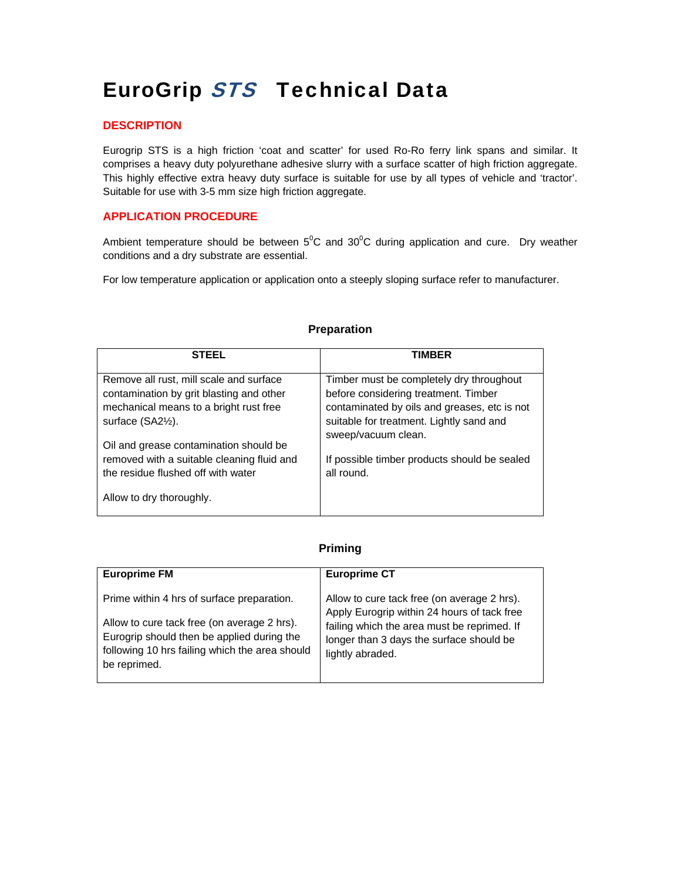# EuroGrip *STS* Technical Data

## DESCRIPTION

Eurogrip STS is a high friction 'coat and scatter' for used Ro-Ro ferry link spans and similar. It comprises a heavy duty polyurethane adhesive slurry with a surface scatter of high friction aggregate. This highly effective extra heavy duty surface is suitable for use by all types of vehicle and 'tractor'. Suitable for use with 3-5 mm size high friction aggregate.

## APPLICATION PROCEDURE

Ambient temperature should be between $5^0$C and $30^0$C during application and cure. Dry weather conditions and a dry substrate are essential.

For low temperature application or application onto a steeply sloping surface refer to manufacturer.

### Preparation

| STEEL | TIMBER |
|---|---|
| Remove all rust, mill scale and surface contamination by grit blasting and other mechanical means to a bright rust free surface (SA2½).<br><br>Oil and grease contamination should be removed with a suitable cleaning fluid and the residue flushed off with water<br><br>Allow to dry thoroughly. | Timber must be completely dry throughout before considering treatment. Timber contaminated by oils and greases, etc is not suitable for treatment. Lightly sand and sweep/vacuum clean.<br><br>If possible timber products should be sealed all round. |

### Priming

| Europrime FM | Europrime CT |
|---|---|
| Prime within 4 hrs of surface preparation.<br><br>Allow to cure tack free (on average 2 hrs). Eurogrip should then be applied during the following 10 hrs failing which the area should be reprimed. | Allow to cure tack free (on average 2 hrs). Apply Eurogrip within 24 hours of tack free failing which the area must be reprimed. If longer than 3 days the surface should be lightly abraded. |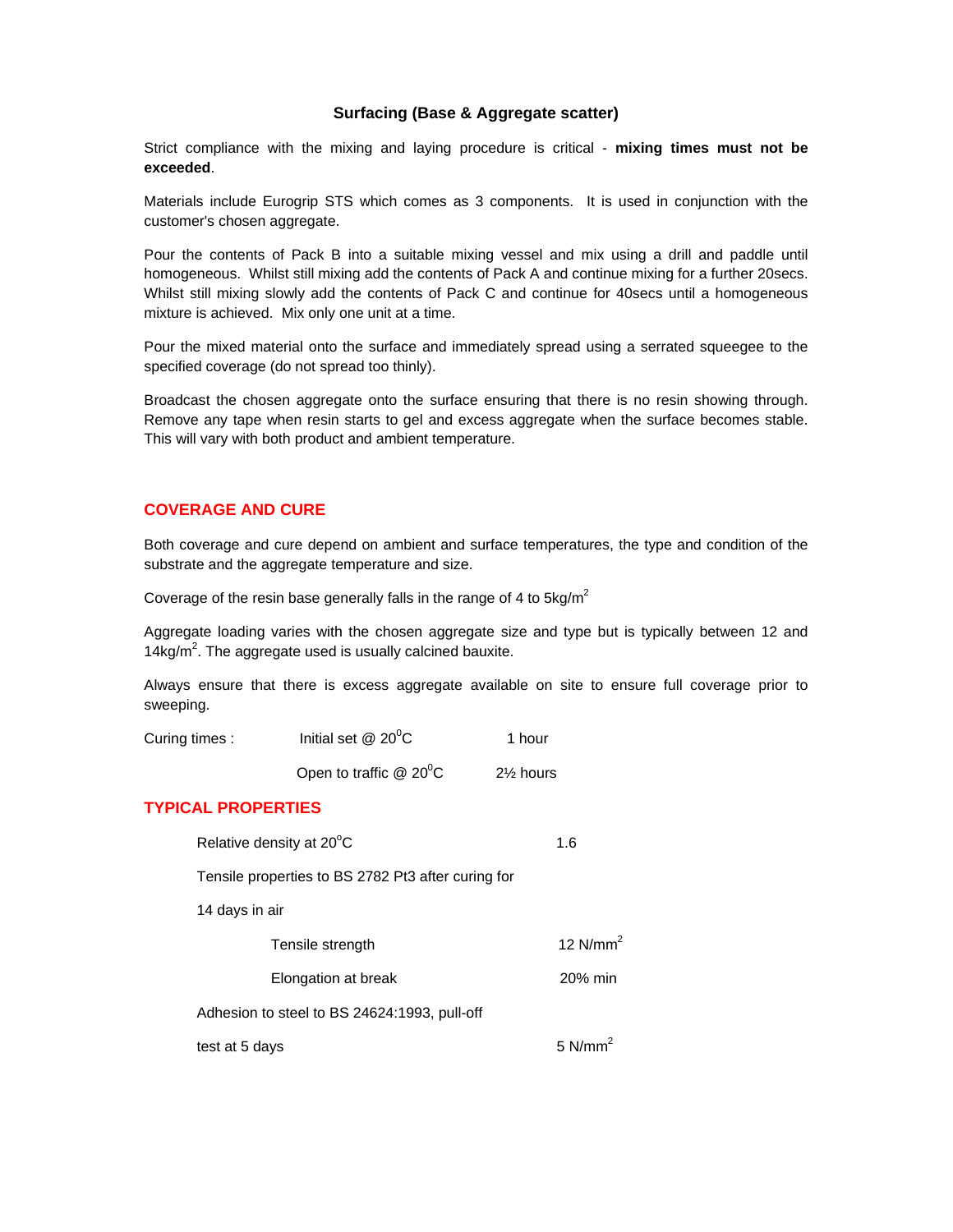## Surfacing (Base & Aggregate scatter)

Strict compliance with the mixing and laying procedure is critical - **mixing times must not be exceeded**.

Materials include Eurogrip STS which comes as 3 components. It is used in conjunction with the customer's chosen aggregate.

Pour the contents of Pack B into a suitable mixing vessel and mix using a drill and paddle until homogeneous. Whilst still mixing add the contents of Pack A and continue mixing for a further 20secs. Whilst still mixing slowly add the contents of Pack C and continue for 40secs until a homogeneous mixture is achieved. Mix only one unit at a time.

Pour the mixed material onto the surface and immediately spread using a serrated squeegee to the specified coverage (do not spread too thinly).

Broadcast the chosen aggregate onto the surface ensuring that there is no resin showing through. Remove any tape when resin starts to gel and excess aggregate when the surface becomes stable. This will vary with both product and ambient temperature.

## COVERAGE AND CURE

Both coverage and cure depend on ambient and surface temperatures, the type and condition of the substrate and the aggregate temperature and size.

Coverage of the resin base generally falls in the range of 4 to 5kg/m$^2$

Aggregate loading varies with the chosen aggregate size and type but is typically between 12 and 14kg/m$^2$. The aggregate used is usually calcined bauxite.

Always ensure that there is excess aggregate available on site to ensure full coverage prior to sweeping.

| | | |
|---|---|---|
| Curing times : | Initial set @ 20$^0$C | 1 hour |
| | Open to traffic @ 20$^0$C | 2½ hours |

## TYPICAL PROPERTIES

| | |
|---|---|
| Relative density at 20$^o$C | 1.6 |
| Tensile properties to BS 2782 Pt3 after curing for 14 days in air | |
| Tensile strength | 12 N/mm$^2$ |
| Elongation at break | 20% min |
| Adhesion to steel to BS 24624:1993, pull-off test at 5 days | 5 N/mm$^2$ |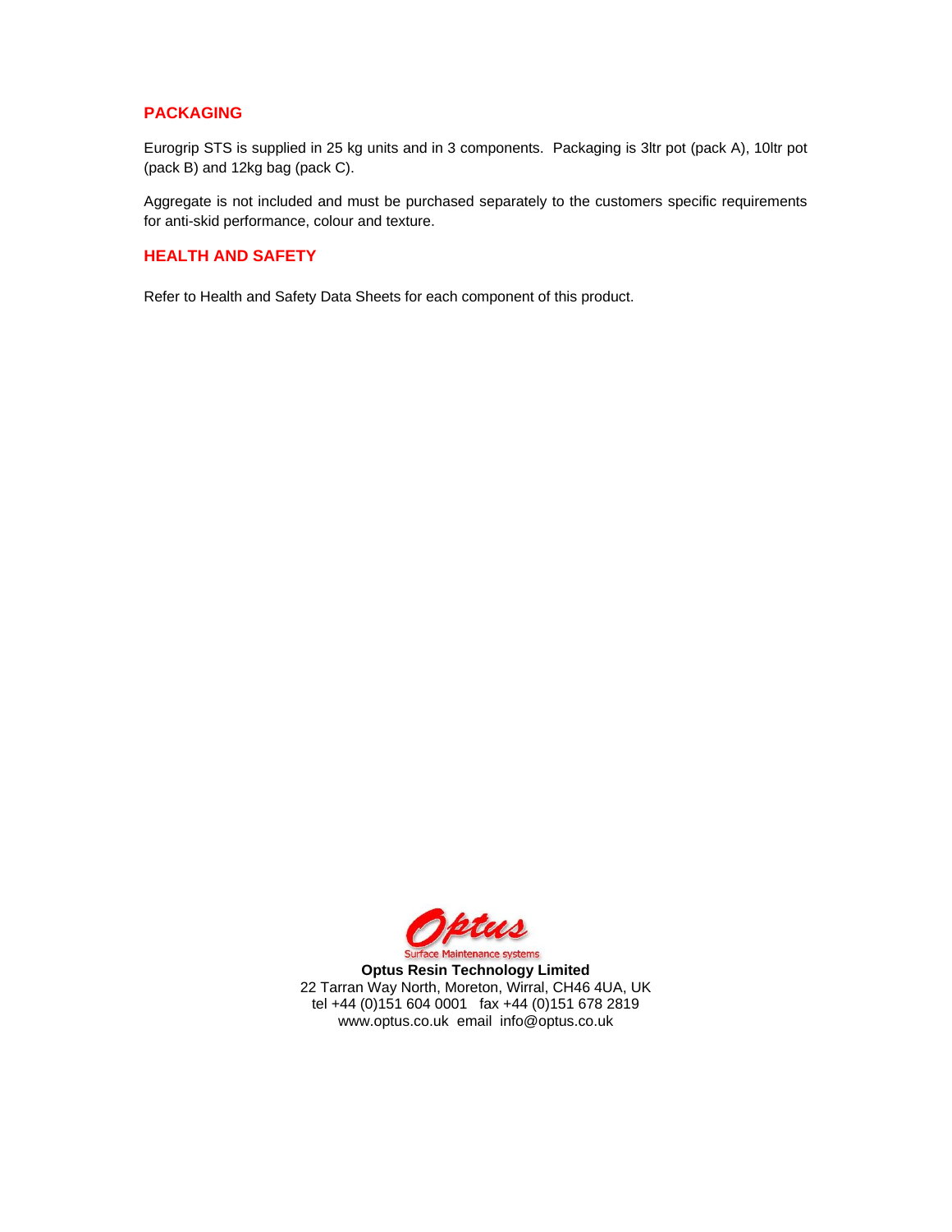## PACKAGING

Eurogrip STS is supplied in 25 kg units and in 3 components. Packaging is 3ltr pot (pack A), 10ltr pot (pack B) and 12kg bag (pack C).

Aggregate is not included and must be purchased separately to the customers specific requirements for anti-skid performance, colour and texture.

## HEALTH AND SAFETY

Refer to Health and Safety Data Sheets for each component of this product.

Optus

Surface Maintenance systems

**Optus Resin Technology Limited**
22 Tarran Way North, Moreton, Wirral, CH46 4UA, UK
tel +44 (0)151 604 0001 fax +44 (0)151 678 2819
www.optus.co.uk email info@optus.co.uk